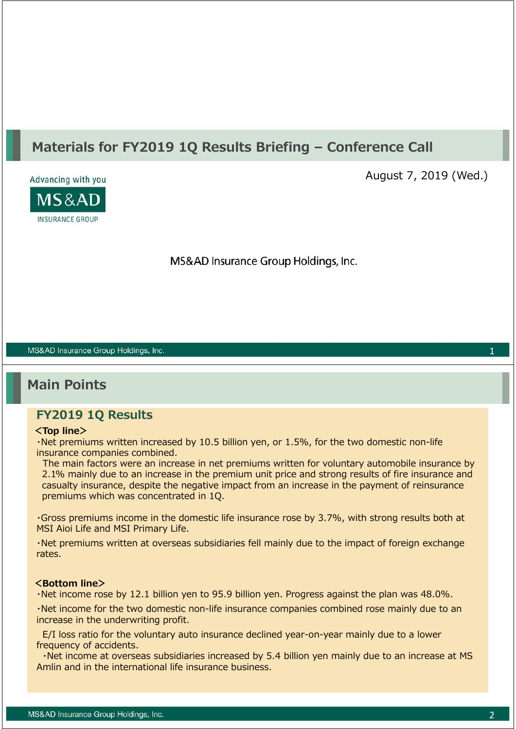# Materials for FY2019 1Q Results Briefing – Conference Call

August 7, 2019 (Wed.)

Advancing with you

MS&AD

INSURANCE GROUP

MS&AD Insurance Group Holdings, Inc.

## Main Points

### FY2019 1Q Results

**<Top line>**

・Net premiums written increased by 10.5 billion yen, or 1.5%, for the two domestic non-life insurance companies combined.

The main factors were an increase in net premiums written for voluntary automobile insurance by 2.1% mainly due to an increase in the premium unit price and strong results of fire insurance and casualty insurance, despite the negative impact from an increase in the payment of reinsurance premiums which was concentrated in 1Q.

・Gross premiums income in the domestic life insurance rose by 3.7%, with strong results both at MSI Aioi Life and MSI Primary Life.

・Net premiums written at overseas subsidiaries fell mainly due to the impact of foreign exchange rates.

**<Bottom line>**

・Net income rose by 12.1 billion yen to 95.9 billion yen. Progress against the plan was 48.0%.

・Net income for the two domestic non-life insurance companies combined rose mainly due to an increase in the underwriting profit.

E/I loss ratio for the voluntary auto insurance declined year-on-year mainly due to a lower frequency of accidents.

・Net income at overseas subsidiaries increased by 5.4 billion yen mainly due to an increase at MS Amlin and in the international life insurance business.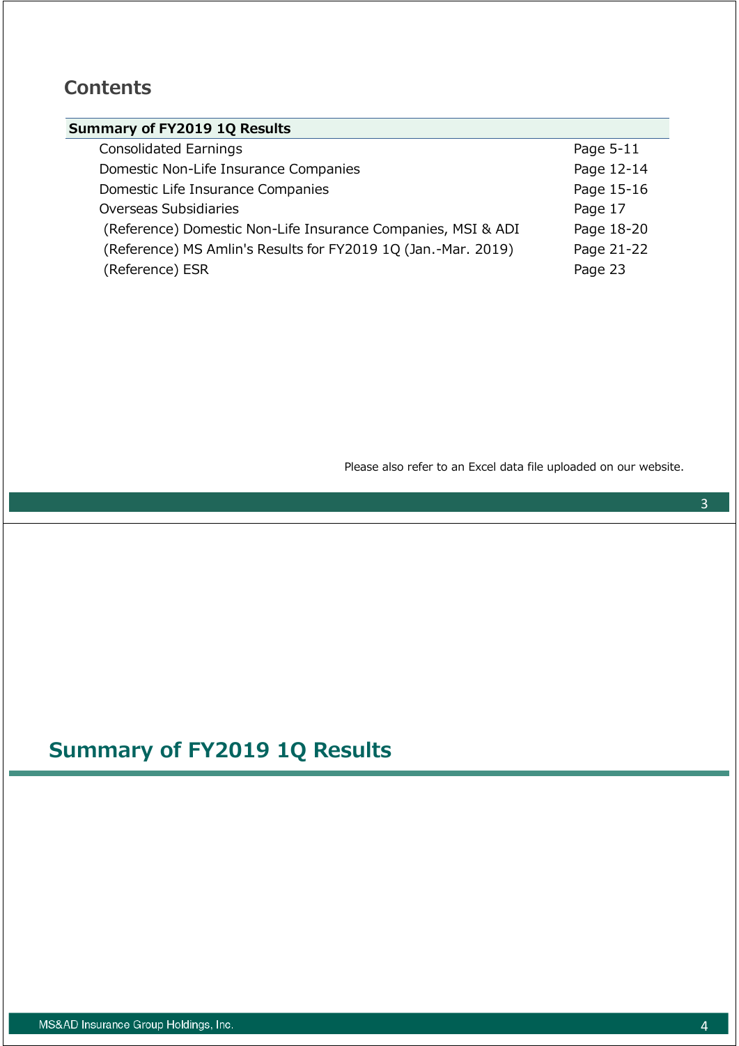# Contents

| Summary of FY2019 1Q Results | |
|---|---|
| Consolidated Earnings | Page 5-11 |
| Domestic Non-Life Insurance Companies | Page 12-14 |
| Domestic Life Insurance Companies | Page 15-16 |
| Overseas Subsidiaries | Page 17 |
| (Reference) Domestic Non-Life Insurance Companies, MSI & ADI | Page 18-20 |
| (Reference) MS Amlin's Results for FY2019 1Q (Jan.-Mar. 2019) | Page 21-22 |
| (Reference) ESR | Page 23 |

Please also refer to an Excel data file uploaded on our website.

# Summary of FY2019 1Q Results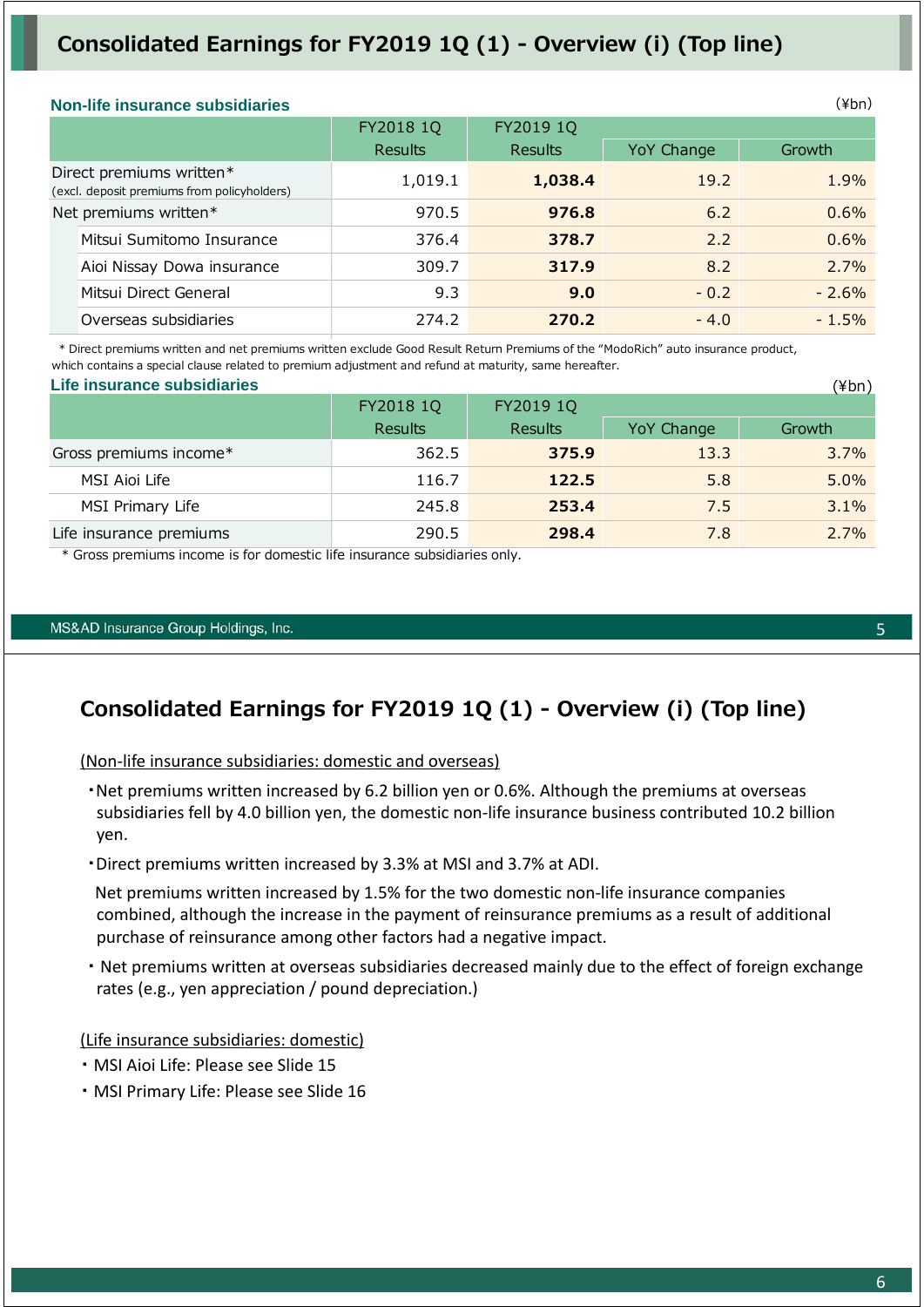# Consolidated Earnings for FY2019 1Q (1) - Overview (i) (Top line)

**Non-life insurance subsidiaries**

(¥bn)

| | FY2018 1Q Results | FY2019 1Q Results | YoY Change | Growth |
|---|---|---|---|---|
| Direct premiums written* (excl. deposit premiums from policyholders) | 1,019.1 | **1,038.4** | 19.2 | 1.9% |
| Net premiums written* | 970.5 | **976.8** | 6.2 | 0.6% |
| Mitsui Sumitomo Insurance | 376.4 | **378.7** | 2.2 | 0.6% |
| Aioi Nissay Dowa insurance | 309.7 | **317.9** | 8.2 | 2.7% |
| Mitsui Direct General | 9.3 | **9.0** | - 0.2 | - 2.6% |
| Overseas subsidiaries | 274.2 | **270.2** | - 4.0 | - 1.5% |

\* Direct premiums written and net premiums written exclude Good Result Return Premiums of the "ModoRich" auto insurance product, which contains a special clause related to premium adjustment and refund at maturity, same hereafter.

**Life insurance subsidiaries**

(¥bn)

| | FY2018 1Q Results | FY2019 1Q Results | YoY Change | Growth |
|---|---|---|---|---|
| Gross premiums income* | 362.5 | **375.9** | 13.3 | 3.7% |
| MSI Aioi Life | 116.7 | **122.5** | 5.8 | 5.0% |
| MSI Primary Life | 245.8 | **253.4** | 7.5 | 3.1% |
| Life insurance premiums | 290.5 | **298.4** | 7.8 | 2.7% |

\* Gross premiums income is for domestic life insurance subsidiaries only.

# Consolidated Earnings for FY2019 1Q (1) - Overview (i) (Top line)

(Non-life insurance subsidiaries: domestic and overseas)

- Net premiums written increased by 6.2 billion yen or 0.6%. Although the premiums at overseas subsidiaries fell by 4.0 billion yen, the domestic non-life insurance business contributed 10.2 billion yen.
- Direct premiums written increased by 3.3% at MSI and 3.7% at ADI.

  Net premiums written increased by 1.5% for the two domestic non-life insurance companies combined, although the increase in the payment of reinsurance premiums as a result of additional purchase of reinsurance among other factors had a negative impact.
- Net premiums written at overseas subsidiaries decreased mainly due to the effect of foreign exchange rates (e.g., yen appreciation / pound depreciation.)

(Life insurance subsidiaries: domestic)

- MSI Aioi Life: Please see Slide 15
- MSI Primary Life: Please see Slide 16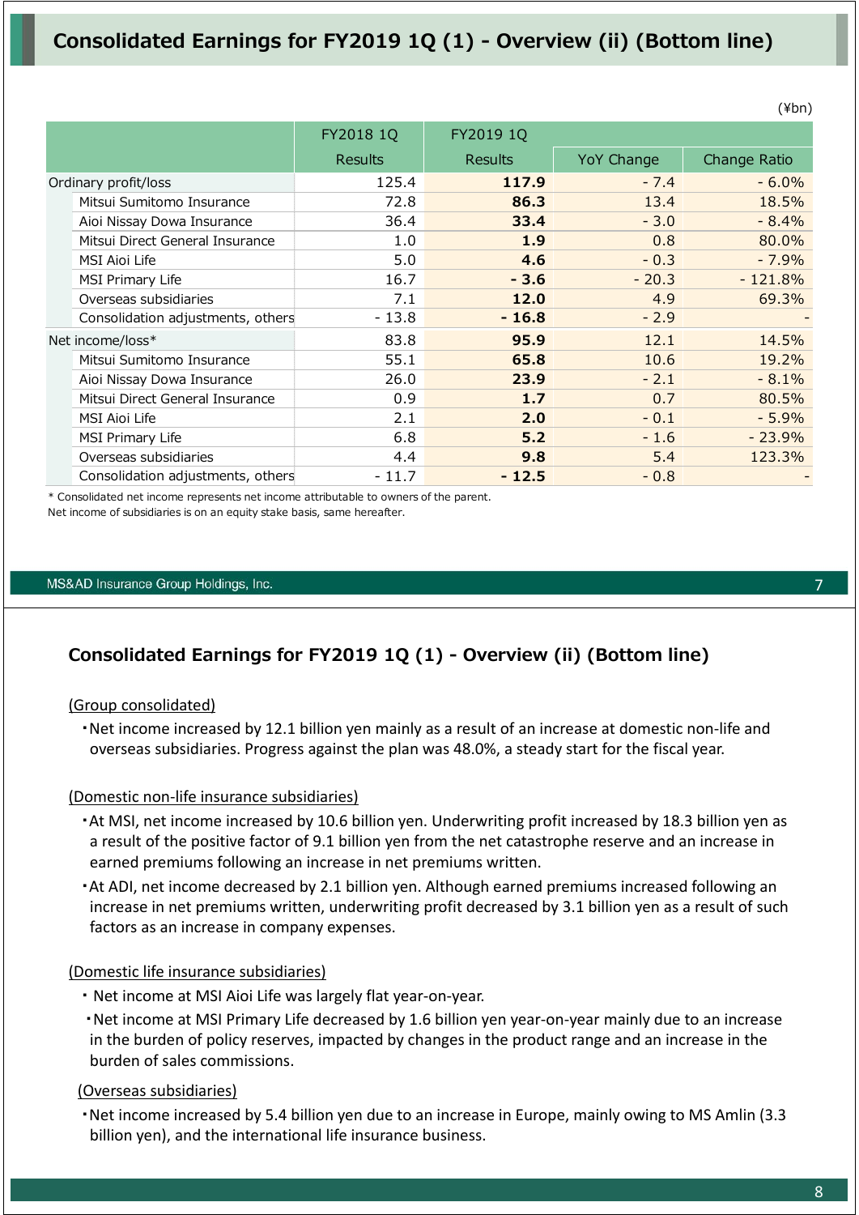## Consolidated Earnings for FY2019 1Q (1) - Overview (ii) (Bottom line)

(¥bn)

| | FY2018 1Q | FY2019 1Q | | |
|---|---|---|---|---|
| | Results | Results | YoY Change | Change Ratio |
| Ordinary profit/loss | 125.4 | **117.9** | - 7.4 | - 6.0% |
| Mitsui Sumitomo Insurance | 72.8 | **86.3** | 13.4 | 18.5% |
| Aioi Nissay Dowa Insurance | 36.4 | **33.4** | - 3.0 | - 8.4% |
| Mitsui Direct General Insurance | 1.0 | **1.9** | 0.8 | 80.0% |
| MSI Aioi Life | 5.0 | **4.6** | - 0.3 | - 7.9% |
| MSI Primary Life | 16.7 | **- 3.6** | - 20.3 | - 121.8% |
| Overseas subsidiaries | 7.1 | **12.0** | 4.9 | 69.3% |
| Consolidation adjustments, others | - 13.8 | **- 16.8** | - 2.9 | - |
| Net income/loss* | 83.8 | **95.9** | 12.1 | 14.5% |
| Mitsui Sumitomo Insurance | 55.1 | **65.8** | 10.6 | 19.2% |
| Aioi Nissay Dowa Insurance | 26.0 | **23.9** | - 2.1 | - 8.1% |
| Mitsui Direct General Insurance | 0.9 | **1.7** | 0.7 | 80.5% |
| MSI Aioi Life | 2.1 | **2.0** | - 0.1 | - 5.9% |
| MSI Primary Life | 6.8 | **5.2** | - 1.6 | - 23.9% |
| Overseas subsidiaries | 4.4 | **9.8** | 5.4 | 123.3% |
| Consolidation adjustments, others | - 11.7 | **- 12.5** | - 0.8 | - |

* Consolidated net income represents net income attributable to owners of the parent.
Net income of subsidiaries is on an equity stake basis, same hereafter.

## Consolidated Earnings for FY2019 1Q (1) - Overview (ii) (Bottom line)

(Group consolidated)

- Net income increased by 12.1 billion yen mainly as a result of an increase at domestic non-life and overseas subsidiaries. Progress against the plan was 48.0%, a steady start for the fiscal year.

(Domestic non-life insurance subsidiaries)

- At MSI, net income increased by 10.6 billion yen. Underwriting profit increased by 18.3 billion yen as a result of the positive factor of 9.1 billion yen from the net catastrophe reserve and an increase in earned premiums following an increase in net premiums written.
- At ADI, net income decreased by 2.1 billion yen. Although earned premiums increased following an increase in net premiums written, underwriting profit decreased by 3.1 billion yen as a result of such factors as an increase in company expenses.

(Domestic life insurance subsidiaries)

- Net income at MSI Aioi Life was largely flat year-on-year.
- Net income at MSI Primary Life decreased by 1.6 billion yen year-on-year mainly due to an increase in the burden of policy reserves, impacted by changes in the product range and an increase in the burden of sales commissions.

(Overseas subsidiaries)

- Net income increased by 5.4 billion yen due to an increase in Europe, mainly owing to MS Amlin (3.3 billion yen), and the international life insurance business.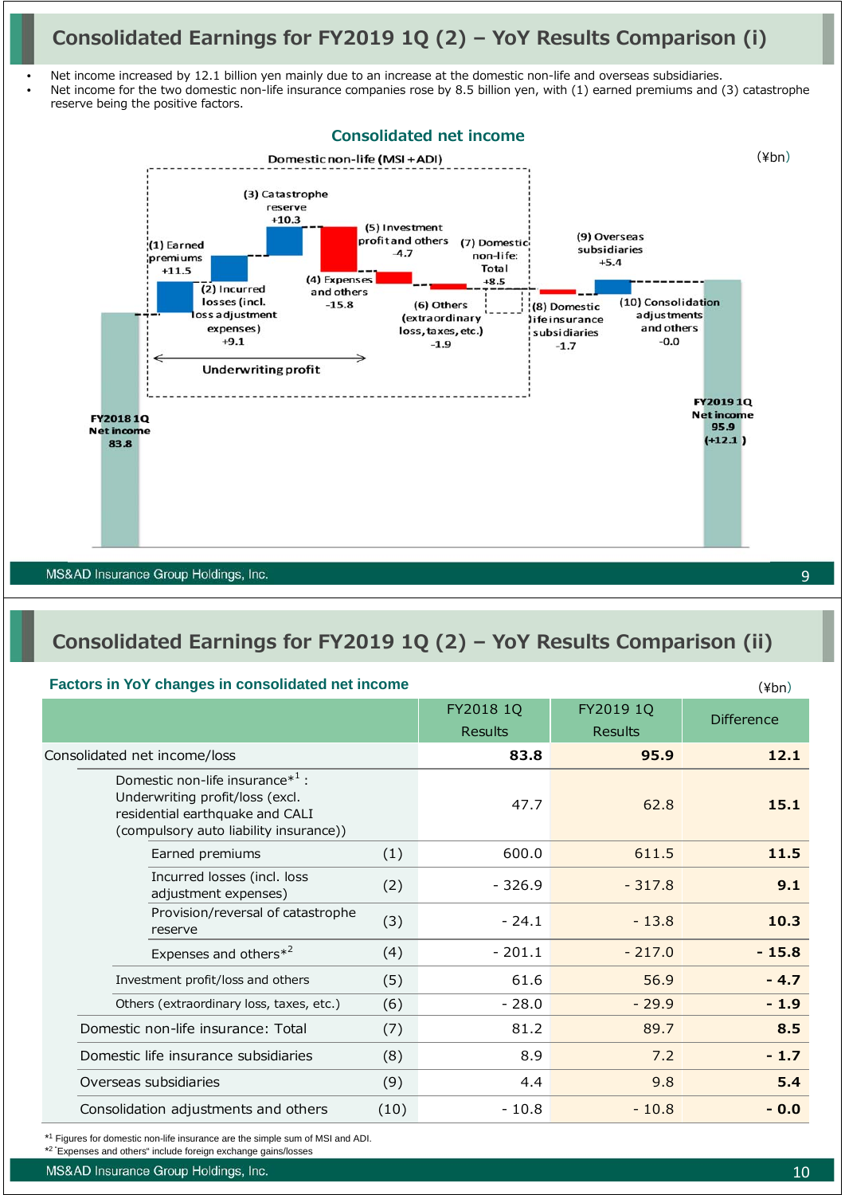# Consolidated Earnings for FY2019 1Q (2) – YoY Results Comparison (i)

- Net income increased by 12.1 billion yen mainly due to an increase at the domestic non-life and overseas subsidiaries.
- Net income for the two domestic non-life insurance companies rose by 8.5 billion yen, with (1) earned premiums and (3) catastrophe reserve being the positive factors.

## Consolidated net income

(¥bn)

Domestic non-life (MSI＋ADI)

- FY2018 1Q Net income 83.8
- (1) Earned premiums +11.5
- (2) Incurred losses (incl. loss adjustment expenses) +9.1
- (3) Catastrophe reserve +10.3
- (4) Expenses and others -15.8
- (5) Investment profit and others -4.7
- (6) Others (extraordinary loss, taxes, etc.) -1.9
- (7) Domestic non-life: Total +8.5
- (8) Domestic life insurance subsidiaries -1.7
- (9) Overseas subsidiaries +5.4
- (10) Consolidation adjustments and others -0.0
- FY2019 1Q Net income 95.9 (+12.1)

Underwriting profit: (1)–(4)

# Consolidated Earnings for FY2019 1Q (2) – YoY Results Comparison (ii)

## Factors in YoY changes in consolidated net income

(¥bn)

| | | FY2018 1Q Results | FY2019 1Q Results | Difference |
|---|---|---|---|---|
| Consolidated net income/loss | | 83.8 | 95.9 | 12.1 |
| Domestic non-life insurance*1 : Underwriting profit/loss (excl. residential earthquake and CALI (compulsory auto liability insurance)) | | 47.7 | 62.8 | 15.1 |
| Earned premiums | (1) | 600.0 | 611.5 | 11.5 |
| Incurred losses (incl. loss adjustment expenses) | (2) | - 326.9 | - 317.8 | 9.1 |
| Provision/reversal of catastrophe reserve | (3) | - 24.1 | - 13.8 | 10.3 |
| Expenses and others*2 | (4) | - 201.1 | - 217.0 | - 15.8 |
| Investment profit/loss and others | (5) | 61.6 | 56.9 | - 4.7 |
| Others (extraordinary loss, taxes, etc.) | (6) | - 28.0 | - 29.9 | - 1.9 |
| Domestic non-life insurance: Total | (7) | 81.2 | 89.7 | 8.5 |
| Domestic life insurance subsidiaries | (8) | 8.9 | 7.2 | - 1.7 |
| Overseas subsidiaries | (9) | 4.4 | 9.8 | 5.4 |
| Consolidation adjustments and others | (10) | - 10.8 | - 10.8 | - 0.0 |

*1 Figures for domestic non-life insurance are the simple sum of MSI and ADI.

*2 "Expenses and others" include foreign exchange gains/losses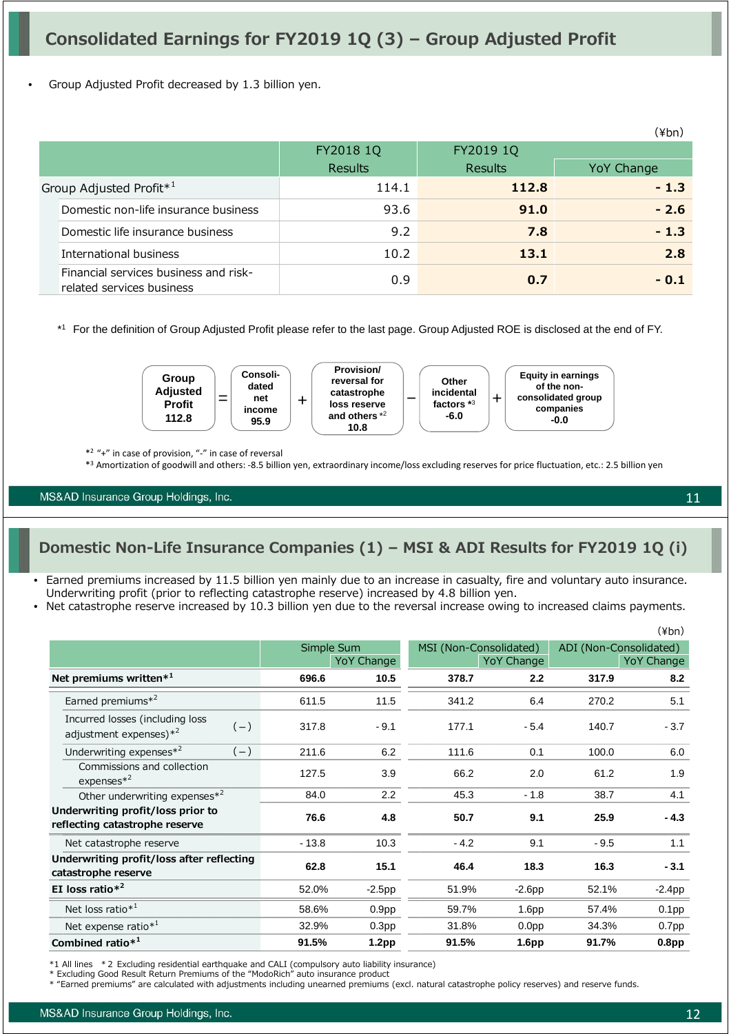## Consolidated Earnings for FY2019 1Q (3) – Group Adjusted Profit

- Group Adjusted Profit decreased by 1.3 billion yen.

(¥bn)

| | FY2018 1Q Results | FY2019 1Q Results | YoY Change |
|---|---|---|---|
| Group Adjusted Profit*1 | 114.1 | **112.8** | **- 1.3** |
| Domestic non-life insurance business | 93.6 | **91.0** | **- 2.6** |
| Domestic life insurance business | 9.2 | **7.8** | **- 1.3** |
| International business | 10.2 | **13.1** | **2.8** |
| Financial services business and risk-related services business | 0.9 | **0.7** | **- 0.1** |

*1 For the definition of Group Adjusted Profit please refer to the last page. Group Adjusted ROE is disclosed at the end of FY.

**Group Adjusted Profit 112.8** = **Consolidated net income 95.9** + **Provision/reversal for catastrophe loss reserve and others *2 10.8** − **Other incidental factors *3 -6.0** + **Equity in earnings of the non-consolidated group companies -0.0**

*2 "+" in case of provision, "-" in case of reversal

*3 Amortization of goodwill and others: -8.5 billion yen, extraordinary income/loss excluding reserves for price fluctuation, etc.: 2.5 billion yen

## Domestic Non-Life Insurance Companies (1) – MSI & ADI Results for FY2019 1Q (i)

- Earned premiums increased by 11.5 billion yen mainly due to an increase in casualty, fire and voluntary auto insurance. Underwriting profit (prior to reflecting catastrophe reserve) increased by 4.8 billion yen.
- Net catastrophe reserve increased by 10.3 billion yen due to the reversal increase owing to increased claims payments.

(¥bn)

| | | Simple Sum | | MSI (Non-Consolidated) | | ADI (Non-Consolidated) | |
|---|---|---|---|---|---|---|---|
| | | | YoY Change | | YoY Change | | YoY Change |
| **Net premiums written*1** | | **696.6** | **10.5** | **378.7** | **2.2** | **317.9** | **8.2** |
| Earned premiums*2 | | 611.5 | 11.5 | 341.2 | 6.4 | 270.2 | 5.1 |
| Incurred losses (including loss adjustment expenses)*2 | (−) | 317.8 | - 9.1 | 177.1 | - 5.4 | 140.7 | - 3.7 |
| Underwriting expenses*2 | (−) | 211.6 | 6.2 | 111.6 | 0.1 | 100.0 | 6.0 |
| Commissions and collection expenses*2 | | 127.5 | 3.9 | 66.2 | 2.0 | 61.2 | 1.9 |
| Other underwriting expenses*2 | | 84.0 | 2.2 | 45.3 | - 1.8 | 38.7 | 4.1 |
| **Underwriting profit/loss prior to reflecting catastrophe reserve** | | **76.6** | **4.8** | **50.7** | **9.1** | **25.9** | **- 4.3** |
| Net catastrophe reserve | | - 13.8 | 10.3 | - 4.2 | 9.1 | - 9.5 | 1.1 |
| **Underwriting profit/loss after reflecting catastrophe reserve** | | **62.8** | **15.1** | **46.4** | **18.3** | **16.3** | **- 3.1** |
| **EI loss ratio*2** | | 52.0% | -2.5pp | 51.9% | -2.6pp | 52.1% | -2.4pp |
| Net loss ratio*1 | | 58.6% | 0.9pp | 59.7% | 1.6pp | 57.4% | 0.1pp |
| Net expense ratio*1 | | 32.9% | 0.3pp | 31.8% | 0.0pp | 34.3% | 0.7pp |
| **Combined ratio*1** | | **91.5%** | **1.2pp** | **91.5%** | **1.6pp** | **91.7%** | **0.8pp** |

*1 All lines *2 Excluding residential earthquake and CALI (compulsory auto liability insurance)

* Excluding Good Result Return Premiums of the "ModoRich" auto insurance product

* "Earned premiums" are calculated with adjustments including unearned premiums (excl. natural catastrophe policy reserves) and reserve funds.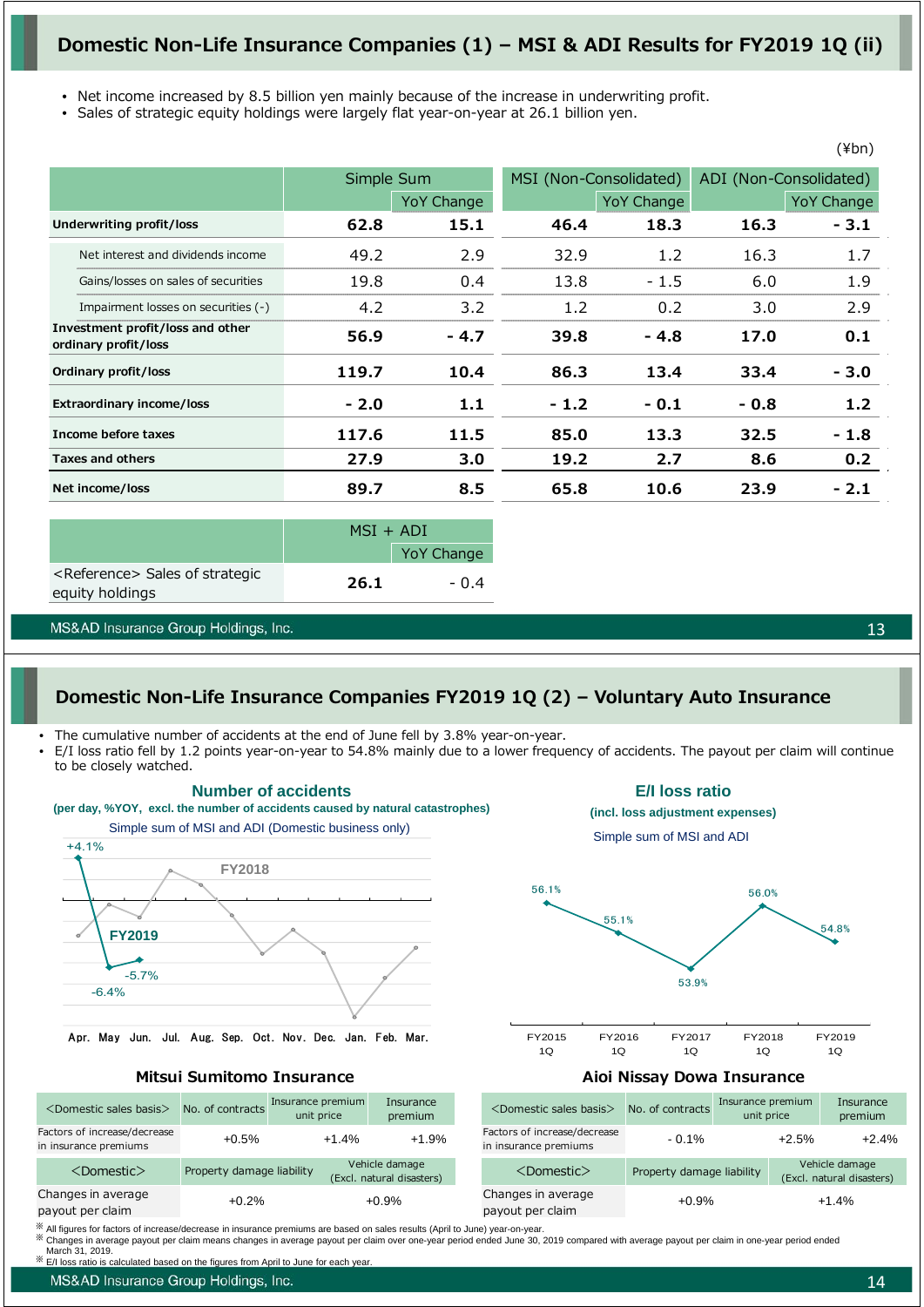# Domestic Non-Life Insurance Companies (1) – MSI & ADI Results for FY2019 1Q (ii)

- Net income increased by 8.5 billion yen mainly because of the increase in underwriting profit.
- Sales of strategic equity holdings were largely flat year-on-year at 26.1 billion yen.

(¥bn)

| | Simple Sum | | MSI (Non-Consolidated) | | ADI (Non-Consolidated) | |
|---|---|---|---|---|---|---|
| | | YoY Change | | YoY Change | | YoY Change |
| **Underwriting profit/loss** | **62.8** | **15.1** | **46.4** | **18.3** | **16.3** | **- 3.1** |
| Net interest and dividends income | 49.2 | 2.9 | 32.9 | 1.2 | 16.3 | 1.7 |
| Gains/losses on sales of securities | 19.8 | 0.4 | 13.8 | - 1.5 | 6.0 | 1.9 |
| Impairment losses on securities (-) | 4.2 | 3.2 | 1.2 | 0.2 | 3.0 | 2.9 |
| **Investment profit/loss and other ordinary profit/loss** | **56.9** | **- 4.7** | **39.8** | **- 4.8** | **17.0** | **0.1** |
| **Ordinary profit/loss** | **119.7** | **10.4** | **86.3** | **13.4** | **33.4** | **- 3.0** |
| **Extraordinary income/loss** | **- 2.0** | **1.1** | **- 1.2** | **- 0.1** | **- 0.8** | **1.2** |
| **Income before taxes** | **117.6** | **11.5** | **85.0** | **13.3** | **32.5** | **- 1.8** |
| **Taxes and others** | **27.9** | **3.0** | **19.2** | **2.7** | **8.6** | **0.2** |
| **Net income/loss** | **89.7** | **8.5** | **65.8** | **10.6** | **23.9** | **- 2.1** |

| | MSI + ADI | |
|---|---|---|
| | | YoY Change |
| <Reference> Sales of strategic equity holdings | **26.1** | - 0.4 |

# Domestic Non-Life Insurance Companies FY2019 1Q (2) – Voluntary Auto Insurance

- The cumulative number of accidents at the end of June fell by 3.8% year-on-year.
- E/I loss ratio fell by 1.2 points year-on-year to 54.8% mainly due to a lower frequency of accidents. The payout per claim will continue to be closely watched.

**Number of accidents**
**(per day, %YOY, excl. the number of accidents caused by natural catastrophes)**
Simple sum of MSI and ADI (Domestic business only)

FY2019: Apr. +4.1%, May -6.4%, Jun. -5.7% (FY2018 line shown for Apr.–Mar.)

**E/I loss ratio**
**(incl. loss adjustment expenses)**
Simple sum of MSI and ADI

| FY2015 1Q | FY2016 1Q | FY2017 1Q | FY2018 1Q | FY2019 1Q |
|---|---|---|---|---|
| 56.1% | 55.1% | 53.9% | 56.0% | 54.8% |

**Mitsui Sumitomo Insurance**

| <Domestic sales basis> | No. of contracts | Insurance premium unit price | Insurance premium |
|---|---|---|---|
| Factors of increase/decrease in insurance premiums | +0.5% | +1.4% | +1.9% |

| <Domestic> | Property damage liability | Vehicle damage (Excl. natural disasters) |
|---|---|---|
| Changes in average payout per claim | +0.2% | +0.9% |

**Aioi Nissay Dowa Insurance**

| <Domestic sales basis> | No. of contracts | Insurance premium unit price | Insurance premium |
|---|---|---|---|
| Factors of increase/decrease in insurance premiums | - 0.1% | +2.5% | +2.4% |

| <Domestic> | Property damage liability | Vehicle damage (Excl. natural disasters) |
|---|---|---|
| Changes in average payout per claim | +0.9% | +1.4% |

※ All figures for factors of increase/decrease in insurance premiums are based on sales results (April to June) year-on-year.
※ Changes in average payout per claim means changes in average payout per claim over one-year period ended June 30, 2019 compared with average payout per claim in one-year period ended March 31, 2019.
※ E/I loss ratio is calculated based on the figures from April to June for each year.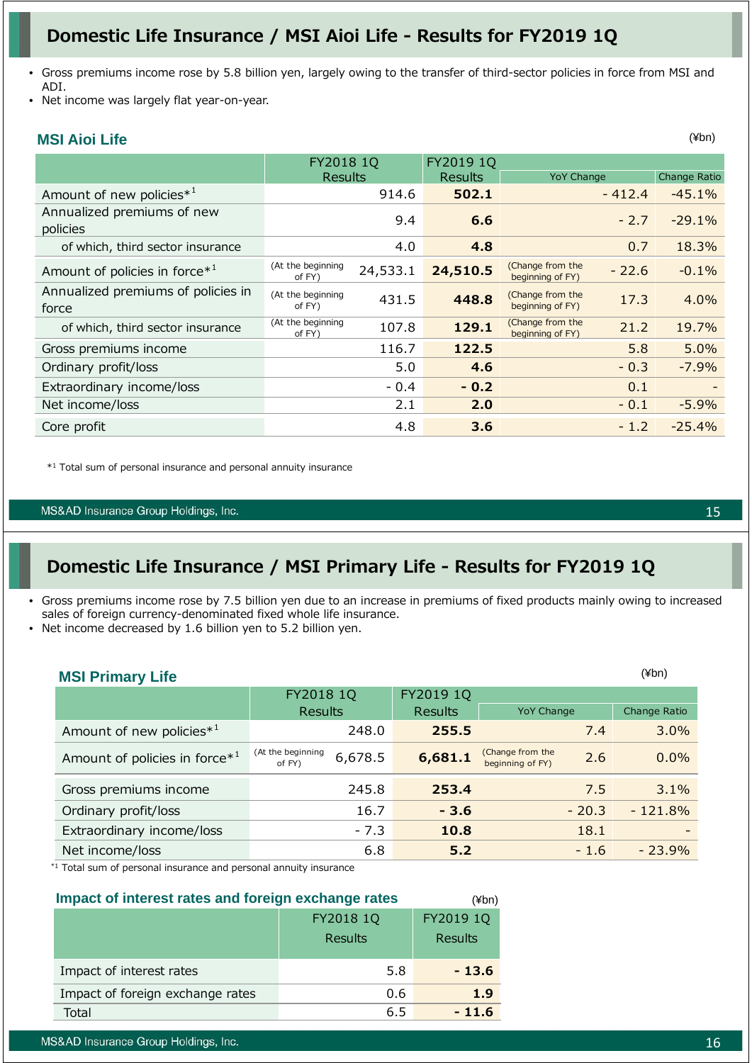# Domestic Life Insurance / MSI Aioi Life - Results for FY2019 1Q

- Gross premiums income rose by 5.8 billion yen, largely owing to the transfer of third-sector policies in force from MSI and ADI.
- Net income was largely flat year-on-year.

## MSI Aioi Life

(¥bn)

| | FY2018 1Q Results | | FY2019 1Q Results | YoY Change | | Change Ratio |
|---|---|---|---|---|---|---|
| Amount of new policies*[1] | | 914.6 | **502.1** | | - 412.4 | -45.1% |
| Annualized premiums of new policies | | 9.4 | **6.6** | | - 2.7 | -29.1% |
| of which, third sector insurance | | 4.0 | **4.8** | | 0.7 | 18.3% |
| Amount of policies in force*[1] | (At the beginning of FY) | 24,533.1 | **24,510.5** | (Change from the beginning of FY) | - 22.6 | -0.1% |
| Annualized premiums of policies in force | (At the beginning of FY) | 431.5 | **448.8** | (Change from the beginning of FY) | 17.3 | 4.0% |
| of which, third sector insurance | (At the beginning of FY) | 107.8 | **129.1** | (Change from the beginning of FY) | 21.2 | 19.7% |
| Gross premiums income | | 116.7 | **122.5** | | 5.8 | 5.0% |
| Ordinary profit/loss | | 5.0 | **4.6** | | - 0.3 | -7.9% |
| Extraordinary income/loss | | - 0.4 | **- 0.2** | | 0.1 | - |
| Net income/loss | | 2.1 | **2.0** | | - 0.1 | -5.9% |
| Core profit | | 4.8 | **3.6** | | - 1.2 | -25.4% |

*[1] Total sum of personal insurance and personal annuity insurance

# Domestic Life Insurance / MSI Primary Life - Results for FY2019 1Q

- Gross premiums income rose by 7.5 billion yen due to an increase in premiums of fixed products mainly owing to increased sales of foreign currency-denominated fixed whole life insurance.
- Net income decreased by 1.6 billion yen to 5.2 billion yen.

## MSI Primary Life

(¥bn)

| | FY2018 1Q Results | | FY2019 1Q Results | YoY Change | | Change Ratio |
|---|---|---|---|---|---|---|
| Amount of new policies*[1] | | 248.0 | **255.5** | | 7.4 | 3.0% |
| Amount of policies in force*[1] | (At the beginning of FY) | 6,678.5 | **6,681.1** | (Change from the beginning of FY) | 2.6 | 0.0% |
| Gross premiums income | | 245.8 | **253.4** | | 7.5 | 3.1% |
| Ordinary profit/loss | | 16.7 | **- 3.6** | | - 20.3 | - 121.8% |
| Extraordinary income/loss | | - 7.3 | **10.8** | | 18.1 | - |
| Net income/loss | | 6.8 | **5.2** | | - 1.6 | - 23.9% |

*[1] Total sum of personal insurance and personal annuity insurance

### Impact of interest rates and foreign exchange rates

(¥bn)

| | FY2018 1Q Results | FY2019 1Q Results |
|---|---|---|
| Impact of interest rates | 5.8 | **- 13.6** |
| Impact of foreign exchange rates | 0.6 | **1.9** |
| Total | 6.5 | **- 11.6** |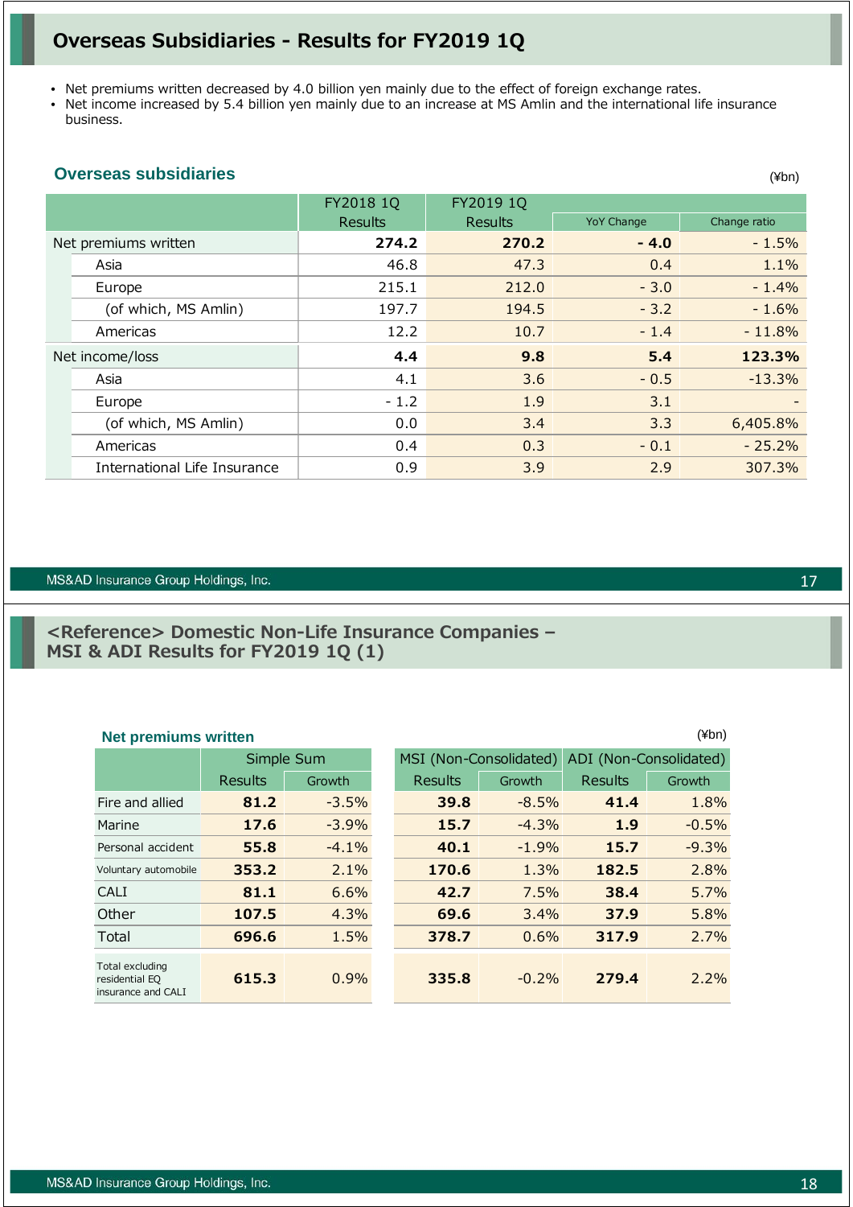# Overseas Subsidiaries - Results for FY2019 1Q

- Net premiums written decreased by 4.0 billion yen mainly due to the effect of foreign exchange rates.
- Net income increased by 5.4 billion yen mainly due to an increase at MS Amlin and the international life insurance business.

## Overseas subsidiaries

(¥bn)

| | FY2018 1Q Results | FY2019 1Q Results | YoY Change | Change ratio |
|---|---|---|---|---|
| Net premiums written | **274.2** | **270.2** | **- 4.0** | - 1.5% |
| Asia | 46.8 | 47.3 | 0.4 | 1.1% |
| Europe | 215.1 | 212.0 | - 3.0 | - 1.4% |
| (of which, MS Amlin) | 197.7 | 194.5 | - 3.2 | - 1.6% |
| Americas | 12.2 | 10.7 | - 1.4 | - 11.8% |
| Net income/loss | **4.4** | **9.8** | **5.4** | **123.3%** |
| Asia | 4.1 | 3.6 | - 0.5 | -13.3% |
| Europe | - 1.2 | 1.9 | 3.1 | - |
| (of which, MS Amlin) | 0.0 | 3.4 | 3.3 | 6,405.8% |
| Americas | 0.4 | 0.3 | - 0.1 | - 25.2% |
| International Life Insurance | 0.9 | 3.9 | 2.9 | 307.3% |

# <Reference> Domestic Non-Life Insurance Companies – MSI & ADI Results for FY2019 1Q (1)

## Net premiums written

(¥bn)

| | Simple Sum | | MSI (Non-Consolidated) | | ADI (Non-Consolidated) | |
|---|---|---|---|---|---|---|
| | Results | Growth | Results | Growth | Results | Growth |
| Fire and allied | **81.2** | -3.5% | **39.8** | -8.5% | **41.4** | 1.8% |
| Marine | **17.6** | -3.9% | **15.7** | -4.3% | **1.9** | -0.5% |
| Personal accident | **55.8** | -4.1% | **40.1** | -1.9% | **15.7** | -9.3% |
| Voluntary automobile | **353.2** | 2.1% | **170.6** | 1.3% | **182.5** | 2.8% |
| CALI | **81.1** | 6.6% | **42.7** | 7.5% | **38.4** | 5.7% |
| Other | **107.5** | 4.3% | **69.6** | 3.4% | **37.9** | 5.8% |
| Total | **696.6** | 1.5% | **378.7** | 0.6% | **317.9** | 2.7% |
| Total excluding residential EQ insurance and CALI | **615.3** | 0.9% | **335.8** | -0.2% | **279.4** | 2.2% |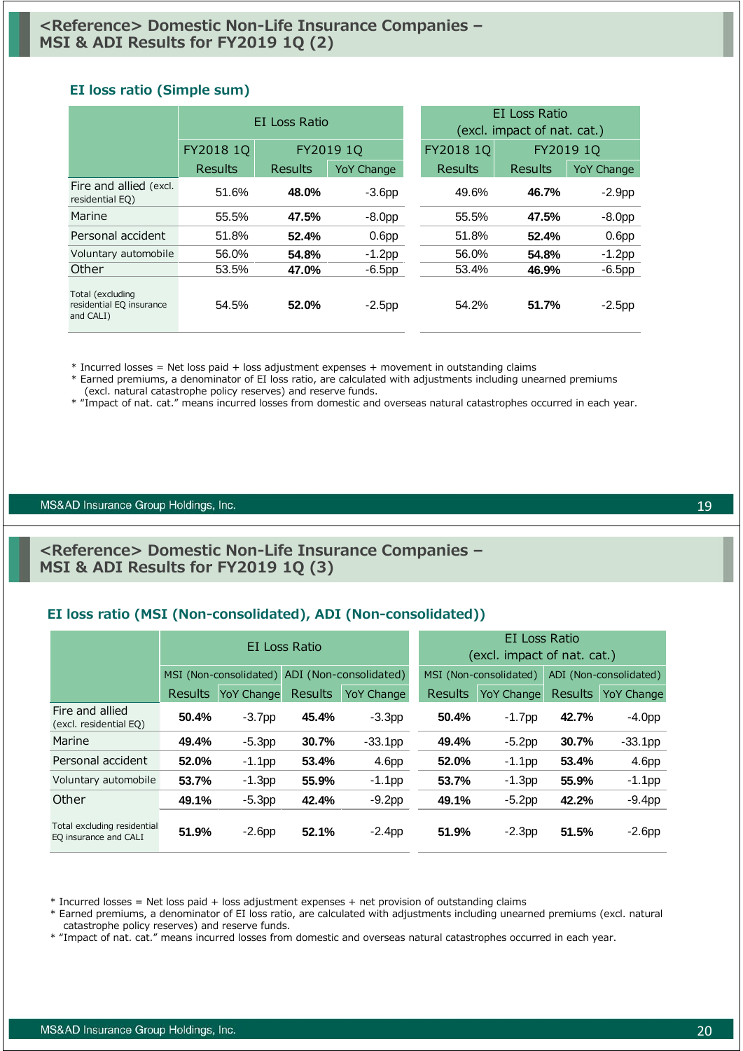## <Reference> Domestic Non-Life Insurance Companies – MSI & ADI Results for FY2019 1Q (2)

### EI loss ratio (Simple sum)

| | EI Loss Ratio | | | EI Loss Ratio (excl. impact of nat. cat.) | | |
|---|---|---|---|---|---|---|
| | FY2018 1Q | FY2019 1Q | | FY2018 1Q | FY2019 1Q | |
| | Results | Results | YoY Change | Results | Results | YoY Change |
| Fire and allied (excl. residential EQ) | 51.6% | **48.0%** | -3.6pp | 49.6% | **46.7%** | -2.9pp |
| Marine | 55.5% | **47.5%** | -8.0pp | 55.5% | **47.5%** | -8.0pp |
| Personal accident | 51.8% | **52.4%** | 0.6pp | 51.8% | **52.4%** | 0.6pp |
| Voluntary automobile | 56.0% | **54.8%** | -1.2pp | 56.0% | **54.8%** | -1.2pp |
| Other | 53.5% | **47.0%** | -6.5pp | 53.4% | **46.9%** | -6.5pp |
| Total (excluding residential EQ insurance and CALI) | 54.5% | **52.0%** | -2.5pp | 54.2% | **51.7%** | -2.5pp |

* Incurred losses = Net loss paid + loss adjustment expenses + movement in outstanding claims
* Earned premiums, a denominator of EI loss ratio, are calculated with adjustments including unearned premiums (excl. natural catastrophe policy reserves) and reserve funds.
* "Impact of nat. cat." means incurred losses from domestic and overseas natural catastrophes occurred in each year.

## <Reference> Domestic Non-Life Insurance Companies – MSI & ADI Results for FY2019 1Q (3)

### EI loss ratio (MSI (Non-consolidated), ADI (Non-consolidated))

| | EI Loss Ratio | | | | EI Loss Ratio (excl. impact of nat. cat.) | | | |
|---|---|---|---|---|---|---|---|---|
| | MSI (Non-consolidated) | | ADI (Non-consolidated) | | MSI (Non-consolidated) | | ADI (Non-consolidated) | |
| | Results | YoY Change | Results | YoY Change | Results | YoY Change | Results | YoY Change |
| Fire and allied (excl. residential EQ) | **50.4%** | -3.7pp | **45.4%** | -3.3pp | **50.4%** | -1.7pp | **42.7%** | -4.0pp |
| Marine | **49.4%** | -5.3pp | **30.7%** | -33.1pp | **49.4%** | -5.2pp | **30.7%** | -33.1pp |
| Personal accident | **52.0%** | -1.1pp | **53.4%** | 4.6pp | **52.0%** | -1.1pp | **53.4%** | 4.6pp |
| Voluntary automobile | **53.7%** | -1.3pp | **55.9%** | -1.1pp | **53.7%** | -1.3pp | **55.9%** | -1.1pp |
| Other | **49.1%** | -5.3pp | **42.4%** | -9.2pp | **49.1%** | -5.2pp | **42.2%** | -9.4pp |
| Total excluding residential EQ insurance and CALI | **51.9%** | -2.6pp | **52.1%** | -2.4pp | **51.9%** | -2.3pp | **51.5%** | -2.6pp |

* Incurred losses = Net loss paid + loss adjustment expenses + net provision of outstanding claims
* Earned premiums, a denominator of EI loss ratio, are calculated with adjustments including unearned premiums (excl. natural catastrophe policy reserves) and reserve funds.
* "Impact of nat. cat." means incurred losses from domestic and overseas natural catastrophes occurred in each year.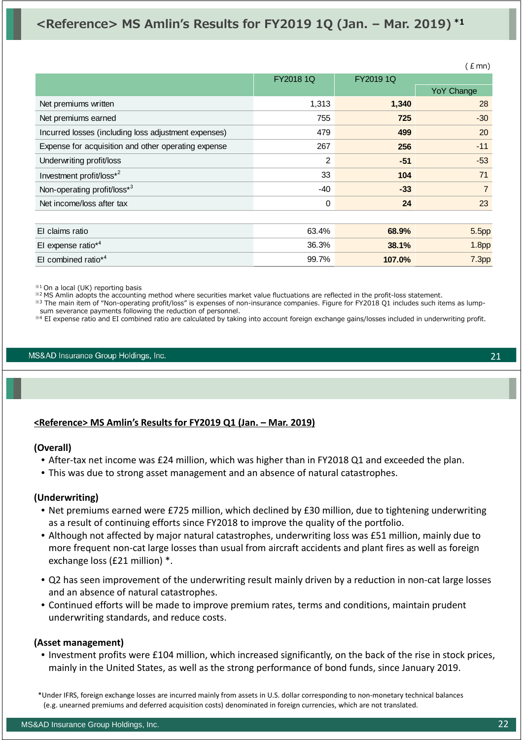# <Reference> MS Amlin's Results for FY2019 1Q (Jan. – Mar. 2019) *1

(￡mn)

| | FY2018 1Q | FY2019 1Q | YoY Change |
|---|---|---|---|
| Net premiums written | 1,313 | **1,340** | 28 |
| Net premiums earned | 755 | **725** | -30 |
| Incurred losses (including loss adjustment expenses) | 479 | **499** | 20 |
| Expense for acquisition and other operating expense | 267 | **256** | -11 |
| Underwriting profit/loss | 2 | **-51** | -53 |
| Investment profit/loss*2 | 33 | **104** | 71 |
| Non-operating profit/loss*3 | -40 | **-33** | 7 |
| Net income/loss after tax | 0 | **24** | 23 |
| | | | |
| EI claims ratio | 63.4% | **68.9%** | 5.5pp |
| EI expense ratio*4 | 36.3% | **38.1%** | 1.8pp |
| EI combined ratio*4 | 99.7% | **107.0%** | 7.3pp |

※1 On a local (UK) reporting basis
※2 MS Amlin adopts the accounting method where securities market value fluctuations are reflected in the profit-loss statement.
※3 The main item of "Non-operating profit/loss" is expenses of non-insurance companies. Figure for FY2018 Q1 includes such items as lump-sum severance payments following the reduction of personnel.
※4 EI expense ratio and EI combined ratio are calculated by taking into account foreign exchange gains/losses included in underwriting profit.

## <Reference> MS Amlin's Results for FY2019 Q1 (Jan. – Mar. 2019)

**(Overall)**

- After-tax net income was £24 million, which was higher than in FY2018 Q1 and exceeded the plan.
- This was due to strong asset management and an absence of natural catastrophes.

**(Underwriting)**

- Net premiums earned were £725 million, which declined by £30 million, due to tightening underwriting as a result of continuing efforts since FY2018 to improve the quality of the portfolio.
- Although not affected by major natural catastrophes, underwriting loss was £51 million, mainly due to more frequent non-cat large losses than usual from aircraft accidents and plant fires as well as foreign exchange loss (£21 million) *.
- Q2 has seen improvement of the underwriting result mainly driven by a reduction in non-cat large losses and an absence of natural catastrophes.
- Continued efforts will be made to improve premium rates, terms and conditions, maintain prudent underwriting standards, and reduce costs.

**(Asset management)**

- Investment profits were £104 million, which increased significantly, on the back of the rise in stock prices, mainly in the United States, as well as the strong performance of bond funds, since January 2019.

*Under IFRS, foreign exchange losses are incurred mainly from assets in U.S. dollar corresponding to non-monetary technical balances (e.g. unearned premiums and deferred acquisition costs) denominated in foreign currencies, which are not translated.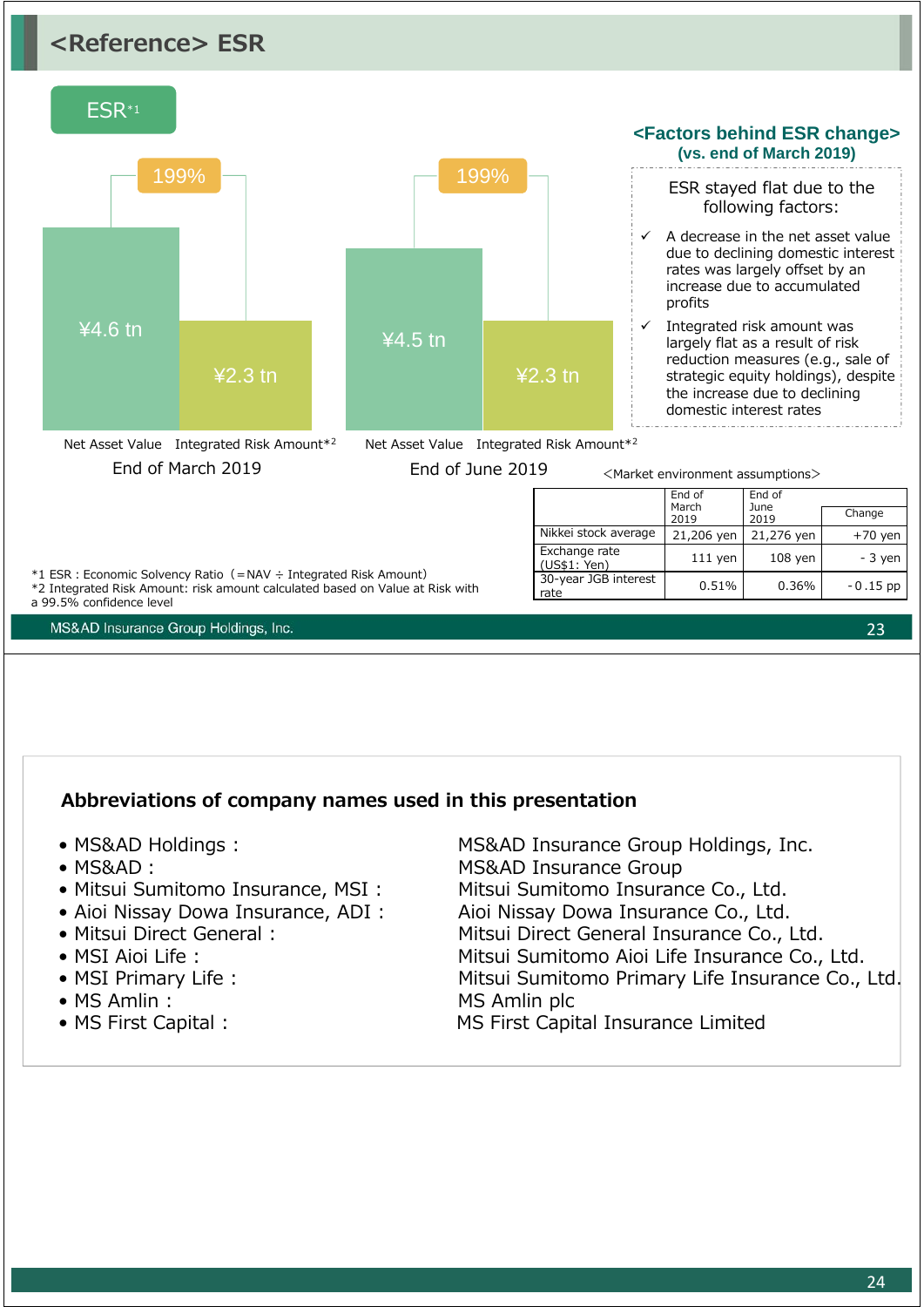# <Reference> ESR

## ESR[*1]

**End of March 2019**

199%

- Net Asset Value: ¥4.6 tn
- Integrated Risk Amount[*2]: ¥2.3 tn

**End of June 2019**

199%

- Net Asset Value: ¥4.5 tn
- Integrated Risk Amount[*2]: ¥2.3 tn

### <Factors behind ESR change> (vs. end of March 2019)

ESR stayed flat due to the following factors:

- ✓ A decrease in the net asset value due to declining domestic interest rates was largely offset by an increase due to accumulated profits
- ✓ Integrated risk amount was largely flat as a result of risk reduction measures (e.g., sale of strategic equity holdings), despite the increase due to declining domestic interest rates

<Market environment assumptions>

| | End of March 2019 | End of June 2019 | Change |
|---|---|---|---|
| Nikkei stock average | 21,206 yen | 21,276 yen | +70 yen |
| Exchange rate (US$1: Yen) | 111 yen | 108 yen | - 3 yen |
| 30-year JGB interest rate | 0.51% | 0.36% | -0.15 pp |

*1 ESR : Economic Solvency Ratio（= NAV ÷ Integrated Risk Amount)
*2 Integrated Risk Amount: risk amount calculated based on Value at Risk with a 99.5% confidence level

---

## Abbreviations of company names used in this presentation

- MS&AD Holdings : MS&AD Insurance Group Holdings, Inc.
- MS&AD : MS&AD Insurance Group
- Mitsui Sumitomo Insurance, MSI : Mitsui Sumitomo Insurance Co., Ltd.
- Aioi Nissay Dowa Insurance, ADI : Aioi Nissay Dowa Insurance Co., Ltd.
- Mitsui Direct General : Mitsui Direct General Insurance Co., Ltd.
- MSI Aioi Life : Mitsui Sumitomo Aioi Life Insurance Co., Ltd.
- MSI Primary Life : Mitsui Sumitomo Primary Life Insurance Co., Ltd.
- MS Amlin : MS Amlin plc
- MS First Capital : MS First Capital Insurance Limited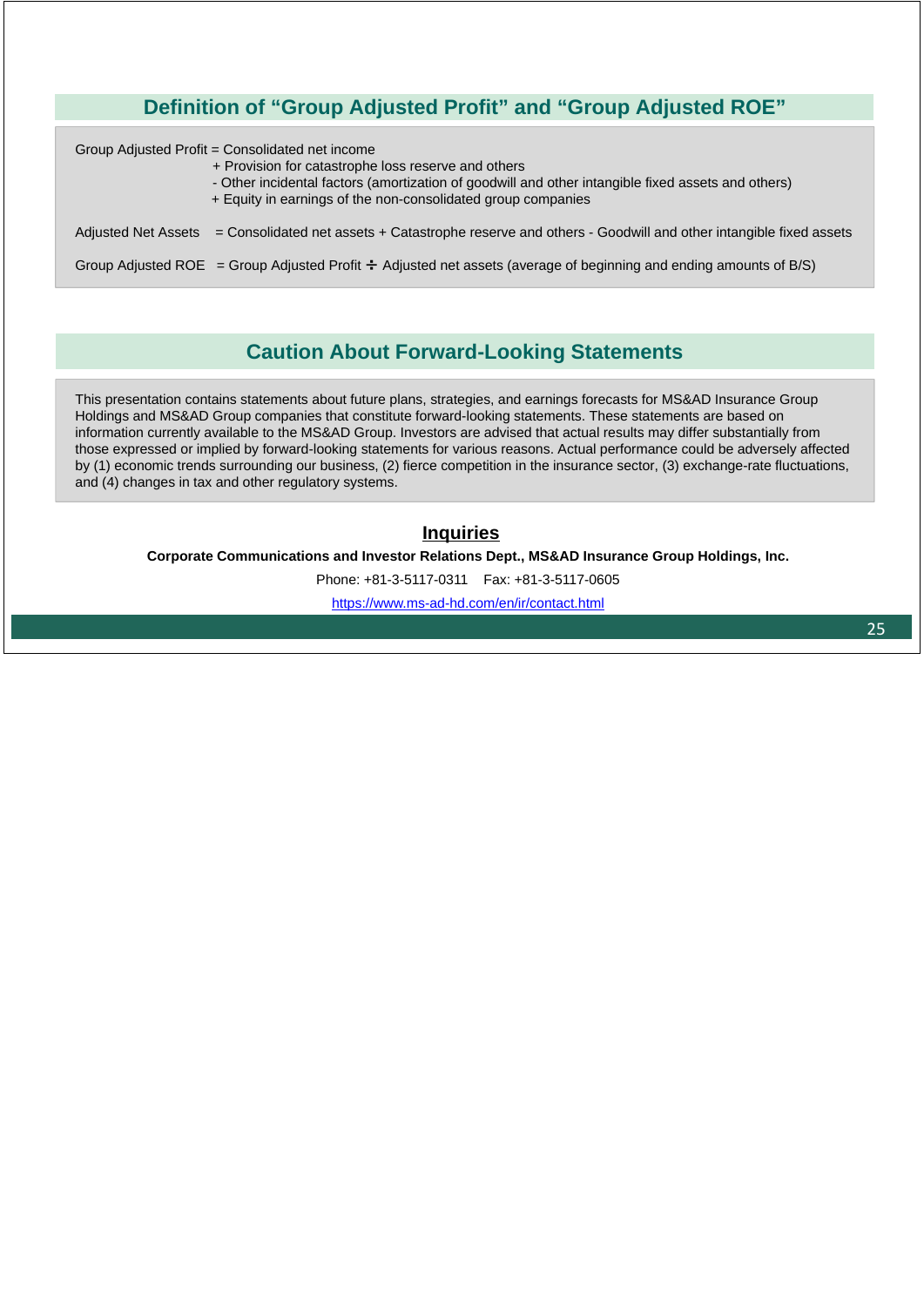## Definition of “Group Adjusted Profit” and “Group Adjusted ROE”

Group Adjusted Profit = Consolidated net income
+ Provision for catastrophe loss reserve and others
- Other incidental factors (amortization of goodwill and other intangible fixed assets and others)
+ Equity in earnings of the non-consolidated group companies

Adjusted Net Assets = Consolidated net assets + Catastrophe reserve and others - Goodwill and other intangible fixed assets

Group Adjusted ROE = Group Adjusted Profit ÷ Adjusted net assets (average of beginning and ending amounts of B/S)

## Caution About Forward-Looking Statements

This presentation contains statements about future plans, strategies, and earnings forecasts for MS&AD Insurance Group Holdings and MS&AD Group companies that constitute forward-looking statements. These statements are based on information currently available to the MS&AD Group. Investors are advised that actual results may differ substantially from those expressed or implied by forward-looking statements for various reasons. Actual performance could be adversely affected by (1) economic trends surrounding our business, (2) fierce competition in the insurance sector, (3) exchange-rate fluctuations, and (4) changes in tax and other regulatory systems.

### Inquiries

**Corporate Communications and Investor Relations Dept., MS&AD Insurance Group Holdings, Inc.**

Phone: +81-3-5117-0311  Fax: +81-3-5117-0605

https://www.ms-ad-hd.com/en/ir/contact.html